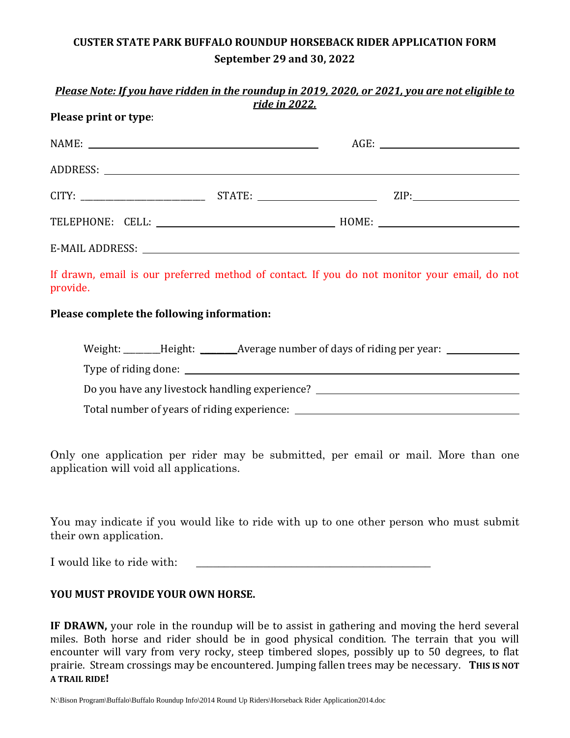**CUSTER STATE PARK BUFFALO ROUNDUP HORSEBACK RIDER APPLICATION FORM**

**September 29 and 30, 2022**

***Please Note: If you have ridden in the roundup in 2019, 2020, or 2021, you are not eligible to ride in 2022.***

**Please print or type**:

NAME: ______________________________ AGE: ______________

ADDRESS: ______________________________________________

CITY: ______________ STATE: ______________ ZIP: ______________

TELEPHONE: CELL: ______________________ HOME: ______________

E-MAIL ADDRESS: ______________________________________________

If drawn, email is our preferred method of contact. If you do not monitor your email, do not provide.

**Please complete the following information:**

Weight: _______Height: _______Average number of days of riding per year: ___________

Type of riding done: ______________________________________________

Do you have any livestock handling experience? ______________________

Total number of years of riding experience: ______________________

Only one application per rider may be submitted, per email or mail. More than one application will void all applications.

You may indicate if you would like to ride with up to one other person who must submit their own application.

I would like to ride with: ______________________________

**YOU MUST PROVIDE YOUR OWN HORSE.**

**IF DRAWN,** your role in the roundup will be to assist in gathering and moving the herd several miles. Both horse and rider should be in good physical condition. The terrain that you will encounter will vary from very rocky, steep timbered slopes, possibly up to 50 degrees, to flat prairie. Stream crossings may be encountered. Jumping fallen trees may be necessary. **THIS IS NOT A TRAIL RIDE!**

N:\Bison Program\Buffalo\Buffalo Roundup Info\2014 Round Up Riders\Horseback Rider Application2014.doc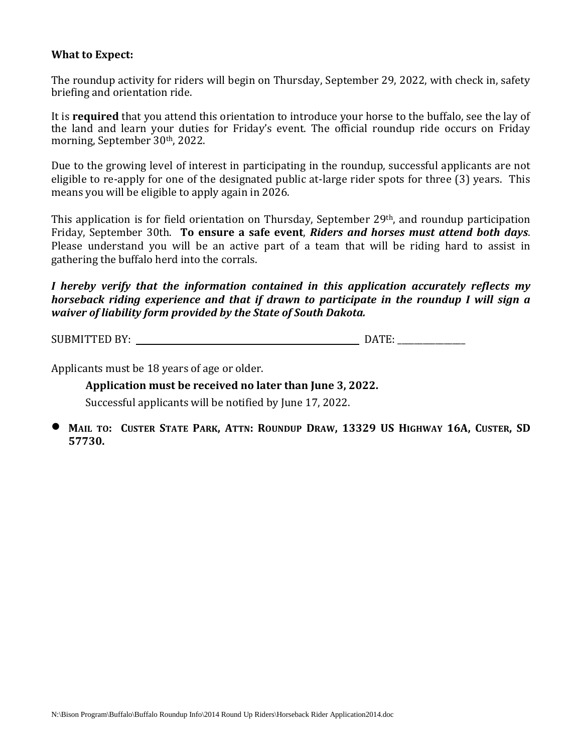**What to Expect:**

The roundup activity for riders will begin on Thursday, September 29, 2022, with check in, safety briefing and orientation ride.

It is **required** that you attend this orientation to introduce your horse to the buffalo, see the lay of the land and learn your duties for Friday's event. The official roundup ride occurs on Friday morning, September 30th, 2022.

Due to the growing level of interest in participating in the roundup, successful applicants are not eligible to re-apply for one of the designated public at-large rider spots for three (3) years. This means you will be eligible to apply again in 2026.

This application is for field orientation on Thursday, September 29th, and roundup participation Friday, September 30th. **To ensure a safe event**, ***Riders and horses must attend both days***. Please understand you will be an active part of a team that will be riding hard to assist in gathering the buffalo herd into the corrals.

***I hereby verify that the information contained in this application accurately reflects my horseback riding experience and that if drawn to participate in the roundup I will sign a waiver of liability form provided by the State of South Dakota.***

SUBMITTED BY: ______________________________ DATE: ______________

Applicants must be 18 years of age or older.

**Application must be received no later than June 3, 2022.**

Successful applicants will be notified by June 17, 2022.

- **MAIL TO: CUSTER STATE PARK, ATTN: ROUNDUP DRAW, 13329 US HIGHWAY 16A, CUSTER, SD 57730.**